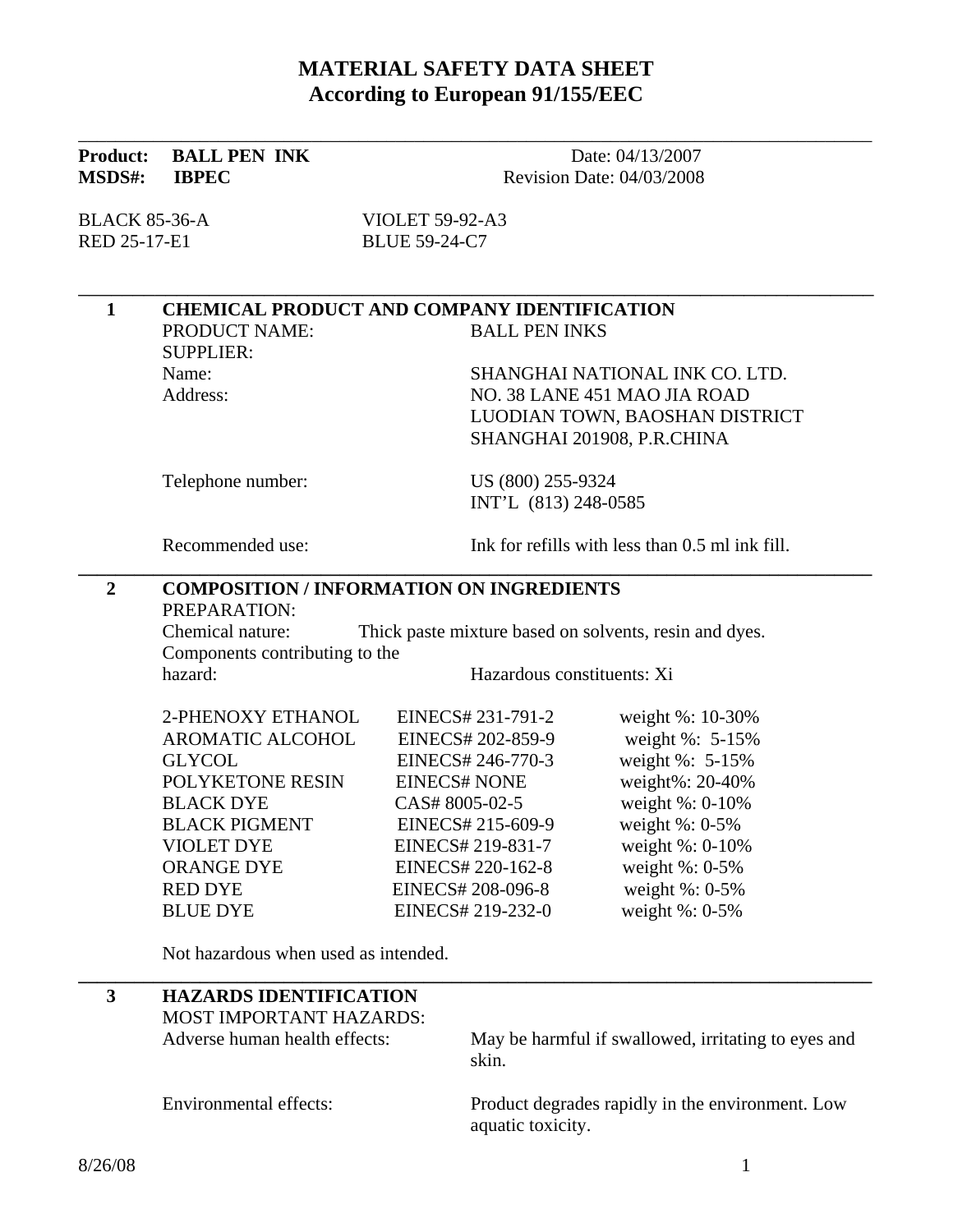# MATERIAL SAFETY DATA SHEET
## According to European 91/155/EEC

**Product:** **BALL PEN INK** Date: 04/13/2007
**MSDS#:** **IBPEC** Revision Date: 04/03/2008

BLACK 85-36-A VIOLET 59-92-A3
RED 25-17-E1 BLUE 59-24-C7

## 1 CHEMICAL PRODUCT AND COMPANY IDENTIFICATION

PRODUCT NAME: BALL PEN INKS

SUPPLIER:

Name: SHANGHAI NATIONAL INK CO. LTD.

Address: NO. 38 LANE 451 MAO JIA ROAD
LUODIAN TOWN, BAOSHAN DISTRICT
SHANGHAI 201908, P.R.CHINA

Telephone number: US (800) 255-9324
INT'L (813) 248-0585

Recommended use: Ink for refills with less than 0.5 ml ink fill.

## 2 COMPOSITION / INFORMATION ON INGREDIENTS

PREPARATION:

Chemical nature: Thick paste mixture based on solvents, resin and dyes.

Components contributing to the hazard: Hazardous constituents: Xi

| | | |
|---|---|---|
| 2-PHENOXY ETHANOL | EINECS# 231-791-2 | weight %: 10-30% |
| AROMATIC ALCOHOL | EINECS# 202-859-9 | weight %: 5-15% |
| GLYCOL | EINECS# 246-770-3 | weight %: 5-15% |
| POLYKETONE RESIN | EINECS# NONE | weight%: 20-40% |
| BLACK DYE | CAS# 8005-02-5 | weight %: 0-10% |
| BLACK PIGMENT | EINECS# 215-609-9 | weight %: 0-5% |
| VIOLET DYE | EINECS# 219-831-7 | weight %: 0-10% |
| ORANGE DYE | EINECS# 220-162-8 | weight %: 0-5% |
| RED DYE | EINECS# 208-096-8 | weight %: 0-5% |
| BLUE DYE | EINECS# 219-232-0 | weight %: 0-5% |

Not hazardous when used as intended.

## 3 HAZARDS IDENTIFICATION

MOST IMPORTANT HAZARDS:

Adverse human health effects: May be harmful if swallowed, irritating to eyes and skin.

Environmental effects: Product degrades rapidly in the environment. Low aquatic toxicity.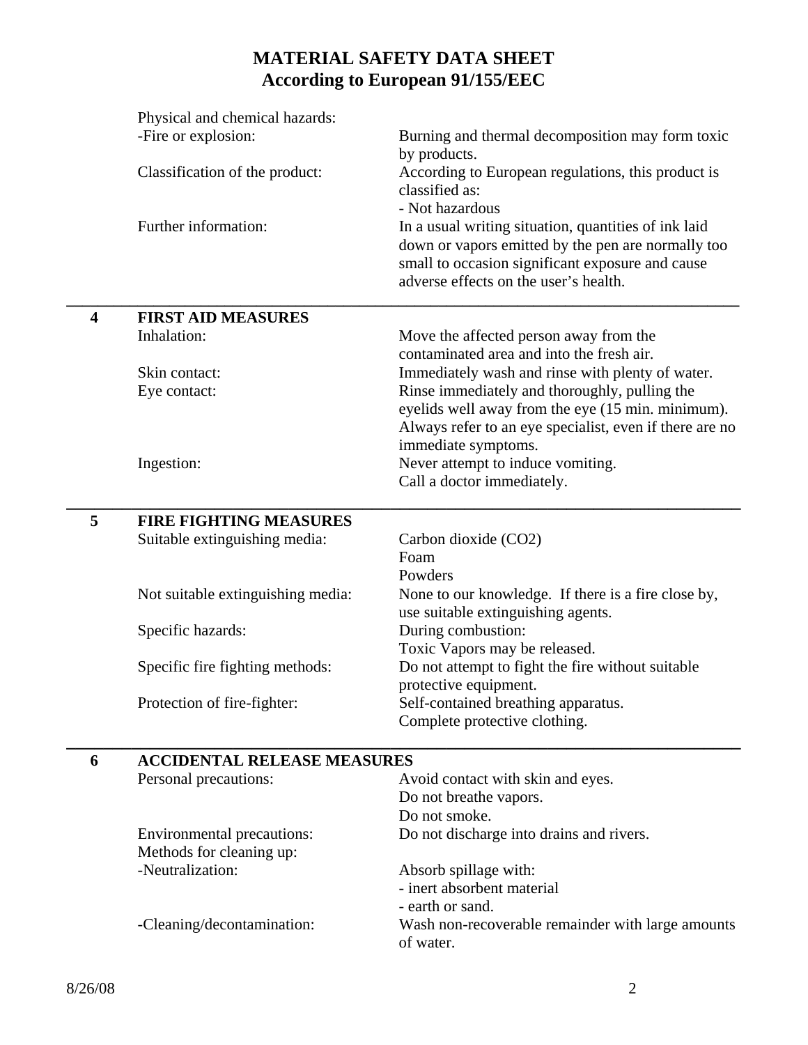# MATERIAL SAFETY DATA SHEET
## According to European 91/155/EEC

| | |
|---|---|
| Physical and chemical hazards: | |
| -Fire or explosion: | Burning and thermal decomposition may form toxic by products. |
| Classification of the product: | According to European regulations, this product is classified as:<br>- Not hazardous |
| Further information: | In a usual writing situation, quantities of ink laid down or vapors emitted by the pen are normally too small to occasion significant exposure and cause adverse effects on the user's health. |

## 4 FIRST AID MEASURES

| | |
|---|---|
| Inhalation: | Move the affected person away from the contaminated area and into the fresh air. |
| Skin contact: | Immediately wash and rinse with plenty of water. |
| Eye contact: | Rinse immediately and thoroughly, pulling the eyelids well away from the eye (15 min. minimum). Always refer to an eye specialist, even if there are no immediate symptoms. |
| Ingestion: | Never attempt to induce vomiting.<br>Call a doctor immediately. |

## 5 FIRE FIGHTING MEASURES

| | |
|---|---|
| Suitable extinguishing media: | Carbon dioxide ($CO_2$)<br>Foam<br>Powders |
| Not suitable extinguishing media: | None to our knowledge. If there is a fire close by, use suitable extinguishing agents. |
| Specific hazards: | During combustion:<br>Toxic Vapors may be released. |
| Specific fire fighting methods: | Do not attempt to fight the fire without suitable protective equipment. |
| Protection of fire-fighter: | Self-contained breathing apparatus.<br>Complete protective clothing. |

## 6 ACCIDENTAL RELEASE MEASURES

| | |
|---|---|
| Personal precautions: | Avoid contact with skin and eyes.<br>Do not breathe vapors.<br>Do not smoke. |
| Environmental precautions: | Do not discharge into drains and rivers. |
| Methods for cleaning up: | |
| -Neutralization: | Absorb spillage with:<br>- inert absorbent material<br>- earth or sand. |
| -Cleaning/decontamination: | Wash non-recoverable remainder with large amounts of water. |

8/26/08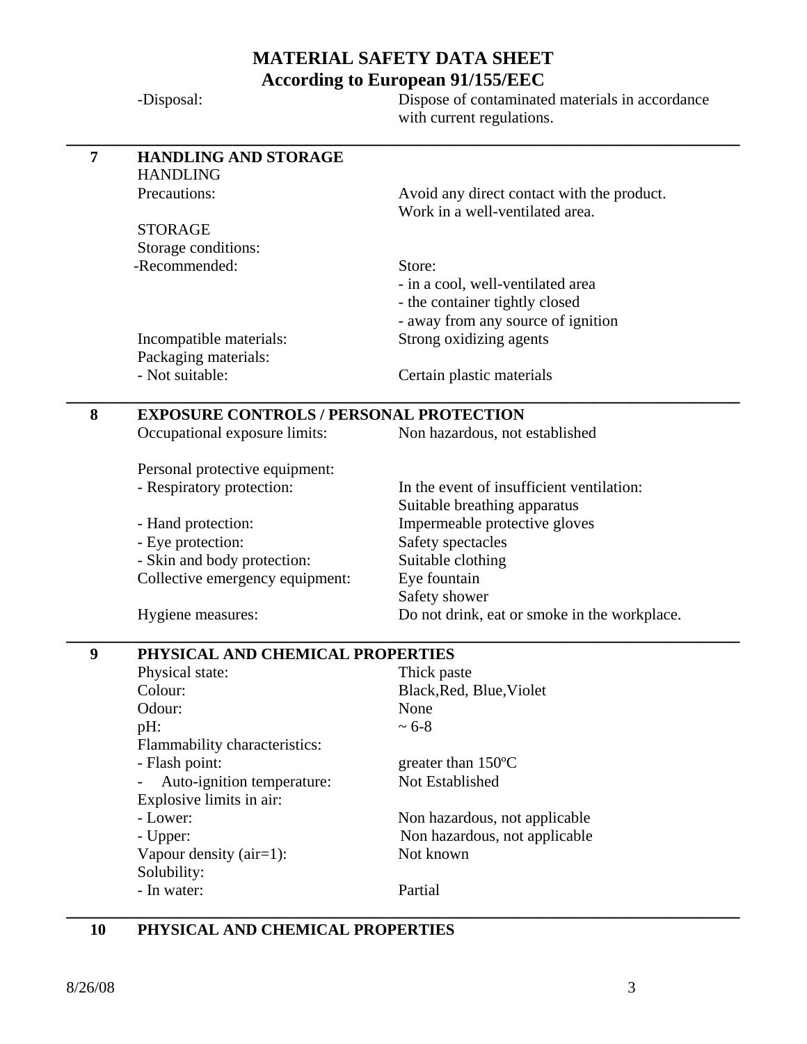# MATERIAL SAFETY DATA SHEET
## According to European 91/155/EEC

| | |
|---|---|
| -Disposal: | Dispose of contaminated materials in accordance with current regulations. |

## 7 HANDLING AND STORAGE

HANDLING

| | |
|---|---|
| Precautions: | Avoid any direct contact with the product. Work in a well-ventilated area. |

STORAGE

| | |
|---|---|
| Storage conditions: | |
| -Recommended: | Store:<br>- in a cool, well-ventilated area<br>- the container tightly closed<br>- away from any source of ignition |
| Incompatible materials: | Strong oxidizing agents |
| Packaging materials: | |
| - Not suitable: | Certain plastic materials |

## 8 EXPOSURE CONTROLS / PERSONAL PROTECTION

| | |
|---|---|
| Occupational exposure limits: | Non hazardous, not established |
| Personal protective equipment: | |
| - Respiratory protection: | In the event of insufficient ventilation: Suitable breathing apparatus |
| - Hand protection: | Impermeable protective gloves |
| - Eye protection: | Safety spectacles |
| - Skin and body protection: | Suitable clothing |
| Collective emergency equipment: | Eye fountain<br>Safety shower |
| Hygiene measures: | Do not drink, eat or smoke in the workplace. |

## 9 PHYSICAL AND CHEMICAL PROPERTIES

| | |
|---|---|
| Physical state: | Thick paste |
| Colour: | Black,Red, Blue,Violet |
| Odour: | None |
| pH: | ~ 6-8 |
| Flammability characteristics: | |
| - Flash point: | greater than 150ºC |
| - Auto-ignition temperature: | Not Established |
| Explosive limits in air: | |
| - Lower: | Non hazardous, not applicable |
| - Upper: | Non hazardous, not applicable |
| Vapour density (air=1): | Not known |
| Solubility: | |
| - In water: | Partial |

## 10 PHYSICAL AND CHEMICAL PROPERTIES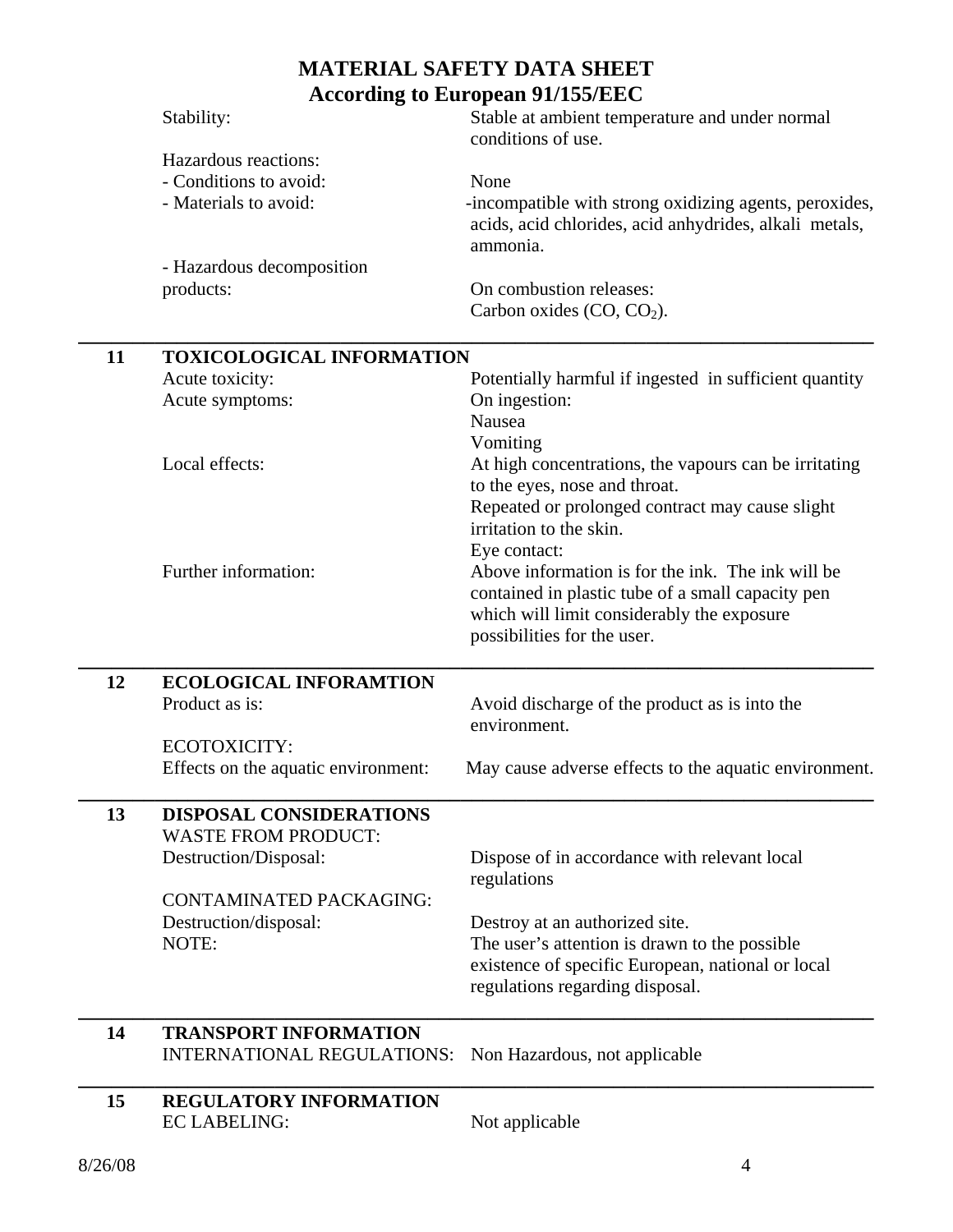# MATERIAL SAFETY DATA SHEET
## According to European 91/155/EEC

| | |
|---|---|
| Stability: | Stable at ambient temperature and under normal conditions of use. |
| Hazardous reactions: | |
| - Conditions to avoid: | None |
| - Materials to avoid: | -incompatible with strong oxidizing agents, peroxides, acids, acid chlorides, acid anhydrides, alkali metals, ammonia. |
| - Hazardous decomposition products: | On combustion releases: Carbon oxides ($CO$, $CO_2$). |

---

## 11 TOXICOLOGICAL INFORMATION

| | |
|---|---|
| Acute toxicity: | Potentially harmful if ingested in sufficient quantity |
| Acute symptoms: | On ingestion:<br>Nausea<br>Vomiting |
| Local effects: | At high concentrations, the vapours can be irritating to the eyes, nose and throat.<br>Repeated or prolonged contract may cause slight irritation to the skin.<br>Eye contact: |
| Further information: | Above information is for the ink. The ink will be contained in plastic tube of a small capacity pen which will limit considerably the exposure possibilities for the user. |

---

## 12 ECOLOGICAL INFORAMTION

| | |
|---|---|
| Product as is: | Avoid discharge of the product as is into the environment. |
| ECOTOXICITY: | |
| Effects on the aquatic environment: | May cause adverse effects to the aquatic environment. |

---

## 13 DISPOSAL CONSIDERATIONS

| | |
|---|---|
| WASTE FROM PRODUCT: | |
| Destruction/Disposal: | Dispose of in accordance with relevant local regulations |
| CONTAMINATED PACKAGING: | |
| Destruction/disposal: | Destroy at an authorized site. |
| NOTE: | The user's attention is drawn to the possible existence of specific European, national or local regulations regarding disposal. |

---

## 14 TRANSPORT INFORMATION

| | |
|---|---|
| INTERNATIONAL REGULATIONS: | Non Hazardous, not applicable |

---

## 15 REGULATORY INFORMATION

| | |
|---|---|
| EC LABELING: | Not applicable |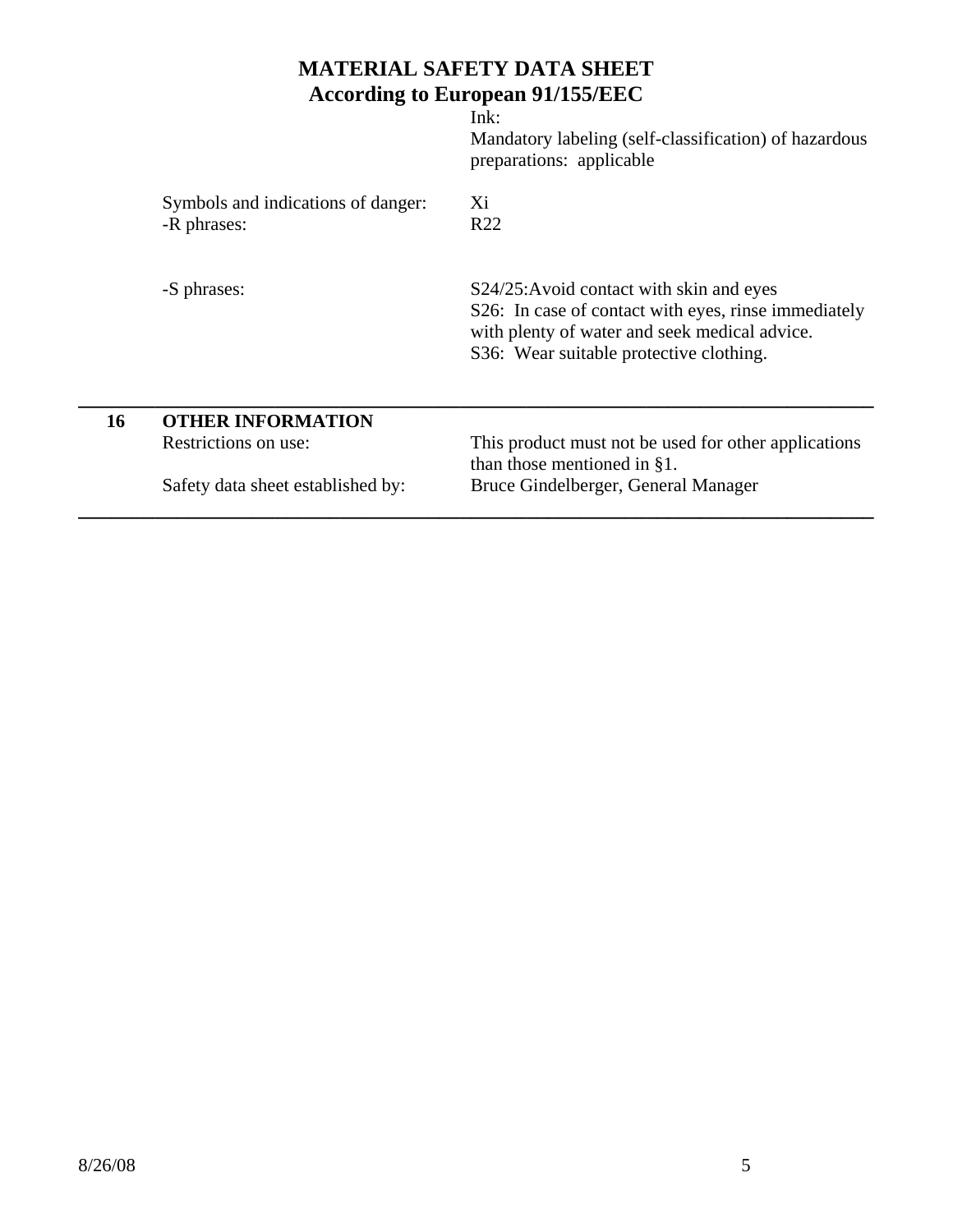Ink:
Mandatory labeling (self-classification) of hazardous preparations: applicable

| | |
|---|---|
| Symbols and indications of danger: | Xi |
| -R phrases: | R22 |
| -S phrases: | S24/25:Avoid contact with skin and eyes<br>S26: In case of contact with eyes, rinse immediately with plenty of water and seek medical advice.<br>S36: Wear suitable protective clothing. |

---

## 16 OTHER INFORMATION

| | |
|---|---|
| Restrictions on use: | This product must not be used for other applications than those mentioned in §1. |
| Safety data sheet established by: | Bruce Gindelberger, General Manager |

---

8/26/08